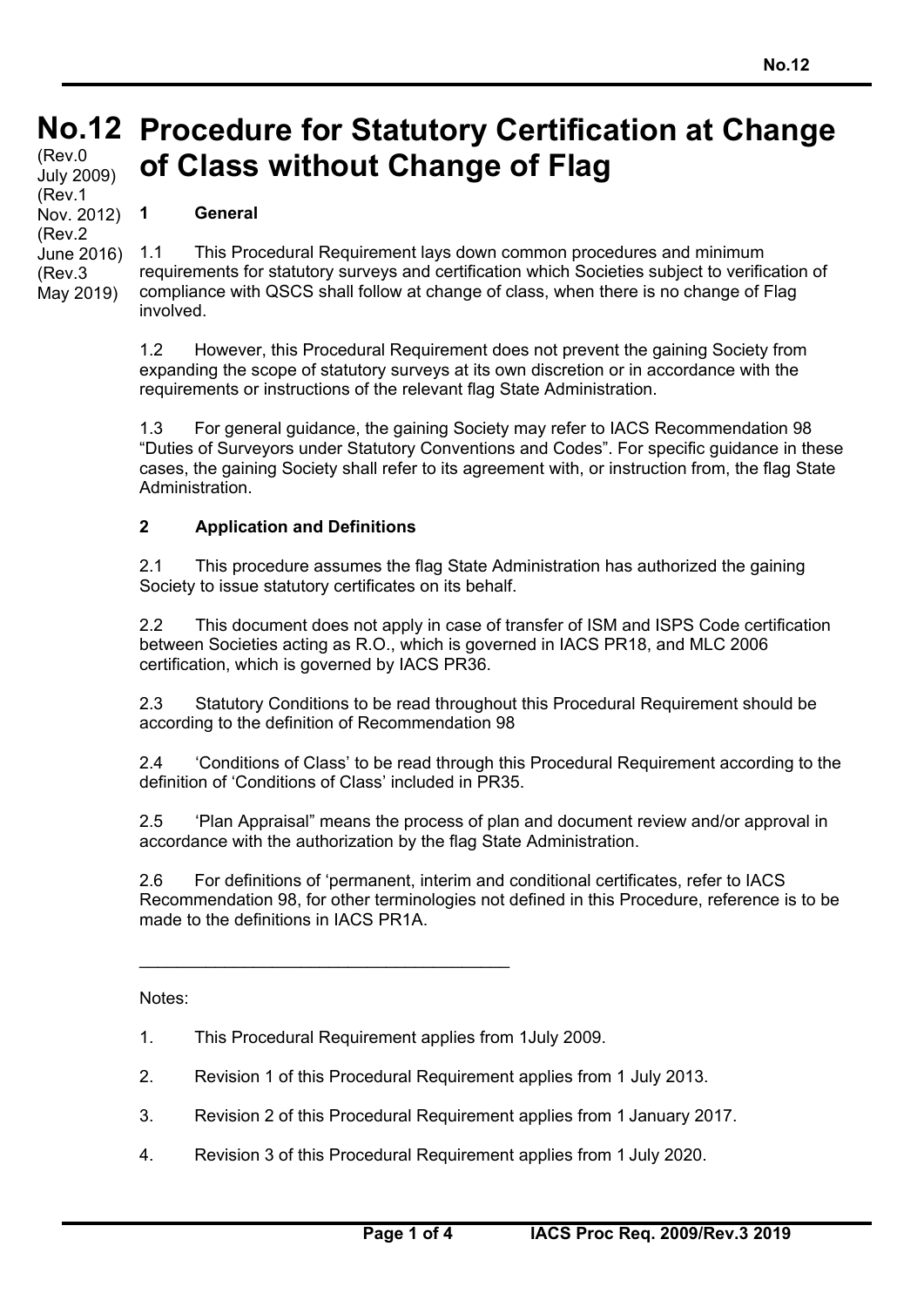# No.12 Procedure for Statutory Certification at Change of Class without Change of Flag

(Rev.0 July 2009)
(Rev.1 Nov. 2012)
(Rev.2 June 2016)
(Rev.3 May 2019)

## 1 General

1.1 This Procedural Requirement lays down common procedures and minimum requirements for statutory surveys and certification which Societies subject to verification of compliance with QSCS shall follow at change of class, when there is no change of Flag involved.

1.2 However, this Procedural Requirement does not prevent the gaining Society from expanding the scope of statutory surveys at its own discretion or in accordance with the requirements or instructions of the relevant flag State Administration.

1.3 For general guidance, the gaining Society may refer to IACS Recommendation 98 "Duties of Surveyors under Statutory Conventions and Codes". For specific guidance in these cases, the gaining Society shall refer to its agreement with, or instruction from, the flag State Administration.

## 2 Application and Definitions

2.1 This procedure assumes the flag State Administration has authorized the gaining Society to issue statutory certificates on its behalf.

2.2 This document does not apply in case of transfer of ISM and ISPS Code certification between Societies acting as R.O., which is governed in IACS PR18, and MLC 2006 certification, which is governed by IACS PR36.

2.3 Statutory Conditions to be read throughout this Procedural Requirement should be according to the definition of Recommendation 98

2.4 'Conditions of Class' to be read through this Procedural Requirement according to the definition of 'Conditions of Class' included in PR35.

2.5 'Plan Appraisal" means the process of plan and document review and/or approval in accordance with the authorization by the flag State Administration.

2.6 For definitions of 'permanent, interim and conditional certificates, refer to IACS Recommendation 98, for other terminologies not defined in this Procedure, reference is to be made to the definitions in IACS PR1A.

---

Notes:

1. This Procedural Requirement applies from 1July 2009.

2. Revision 1 of this Procedural Requirement applies from 1 July 2013.

3. Revision 2 of this Procedural Requirement applies from 1 January 2017.

4. Revision 3 of this Procedural Requirement applies from 1 July 2020.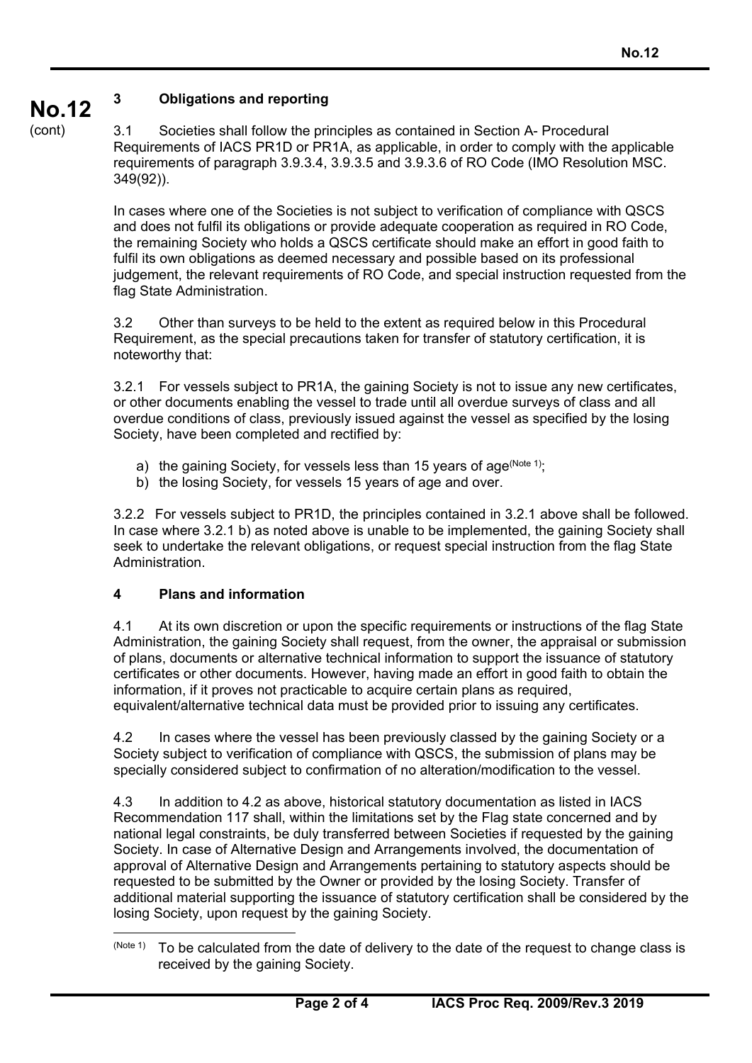## 3 Obligations and reporting

3.1 Societies shall follow the principles as contained in Section A- Procedural Requirements of IACS PR1D or PR1A, as applicable, in order to comply with the applicable requirements of paragraph 3.9.3.4, 3.9.3.5 and 3.9.3.6 of RO Code (IMO Resolution MSC. 349(92)).

In cases where one of the Societies is not subject to verification of compliance with QSCS and does not fulfil its obligations or provide adequate cooperation as required in RO Code, the remaining Society who holds a QSCS certificate should make an effort in good faith to fulfil its own obligations as deemed necessary and possible based on its professional judgement, the relevant requirements of RO Code, and special instruction requested from the flag State Administration.

3.2 Other than surveys to be held to the extent as required below in this Procedural Requirement, as the special precautions taken for transfer of statutory certification, it is noteworthy that:

3.2.1 For vessels subject to PR1A, the gaining Society is not to issue any new certificates, or other documents enabling the vessel to trade until all overdue surveys of class and all overdue conditions of class, previously issued against the vessel as specified by the losing Society, have been completed and rectified by:

a) the gaining Society, for vessels less than 15 years of age[Note 1];
b) the losing Society, for vessels 15 years of age and over.

3.2.2 For vessels subject to PR1D, the principles contained in 3.2.1 above shall be followed. In case where 3.2.1 b) as noted above is unable to be implemented, the gaining Society shall seek to undertake the relevant obligations, or request special instruction from the flag State Administration.

## 4 Plans and information

4.1 At its own discretion or upon the specific requirements or instructions of the flag State Administration, the gaining Society shall request, from the owner, the appraisal or submission of plans, documents or alternative technical information to support the issuance of statutory certificates or other documents. However, having made an effort in good faith to obtain the information, if it proves not practicable to acquire certain plans as required, equivalent/alternative technical data must be provided prior to issuing any certificates.

4.2 In cases where the vessel has been previously classed by the gaining Society or a Society subject to verification of compliance with QSCS, the submission of plans may be specially considered subject to confirmation of no alteration/modification to the vessel.

4.3 In addition to 4.2 as above, historical statutory documentation as listed in IACS Recommendation 117 shall, within the limitations set by the Flag state concerned and by national legal constraints, be duly transferred between Societies if requested by the gaining Society. In case of Alternative Design and Arrangements involved, the documentation of approval of Alternative Design and Arrangements pertaining to statutory aspects should be requested to be submitted by the Owner or provided by the losing Society. Transfer of additional material supporting the issuance of statutory certification shall be considered by the losing Society, upon request by the gaining Society.

---

[Note 1] To be calculated from the date of delivery to the date of the request to change class is received by the gaining Society.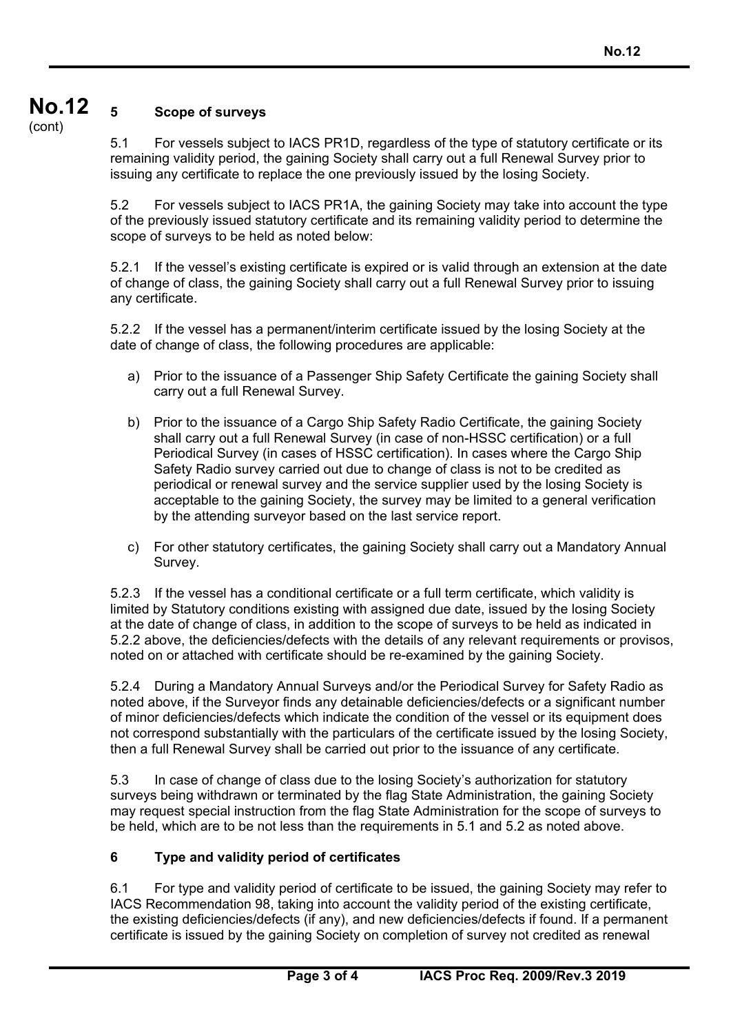## 5 Scope of surveys

5.1 For vessels subject to IACS PR1D, regardless of the type of statutory certificate or its remaining validity period, the gaining Society shall carry out a full Renewal Survey prior to issuing any certificate to replace the one previously issued by the losing Society.

5.2 For vessels subject to IACS PR1A, the gaining Society may take into account the type of the previously issued statutory certificate and its remaining validity period to determine the scope of surveys to be held as noted below:

5.2.1 If the vessel's existing certificate is expired or is valid through an extension at the date of change of class, the gaining Society shall carry out a full Renewal Survey prior to issuing any certificate.

5.2.2 If the vessel has a permanent/interim certificate issued by the losing Society at the date of change of class, the following procedures are applicable:

a) Prior to the issuance of a Passenger Ship Safety Certificate the gaining Society shall carry out a full Renewal Survey.

b) Prior to the issuance of a Cargo Ship Safety Radio Certificate, the gaining Society shall carry out a full Renewal Survey (in case of non-HSSC certification) or a full Periodical Survey (in cases of HSSC certification). In cases where the Cargo Ship Safety Radio survey carried out due to change of class is not to be credited as periodical or renewal survey and the service supplier used by the losing Society is acceptable to the gaining Society, the survey may be limited to a general verification by the attending surveyor based on the last service report.

c) For other statutory certificates, the gaining Society shall carry out a Mandatory Annual Survey.

5.2.3 If the vessel has a conditional certificate or a full term certificate, which validity is limited by Statutory conditions existing with assigned due date, issued by the losing Society at the date of change of class, in addition to the scope of surveys to be held as indicated in 5.2.2 above, the deficiencies/defects with the details of any relevant requirements or provisos, noted on or attached with certificate should be re-examined by the gaining Society.

5.2.4 During a Mandatory Annual Surveys and/or the Periodical Survey for Safety Radio as noted above, if the Surveyor finds any detainable deficiencies/defects or a significant number of minor deficiencies/defects which indicate the condition of the vessel or its equipment does not correspond substantially with the particulars of the certificate issued by the losing Society, then a full Renewal Survey shall be carried out prior to the issuance of any certificate.

5.3 In case of change of class due to the losing Society's authorization for statutory surveys being withdrawn or terminated by the flag State Administration, the gaining Society may request special instruction from the flag State Administration for the scope of surveys to be held, which are to be not less than the requirements in 5.1 and 5.2 as noted above.

## 6 Type and validity period of certificates

6.1 For type and validity period of certificate to be issued, the gaining Society may refer to IACS Recommendation 98, taking into account the validity period of the existing certificate, the existing deficiencies/defects (if any), and new deficiencies/defects if found. If a permanent certificate is issued by the gaining Society on completion of survey not credited as renewal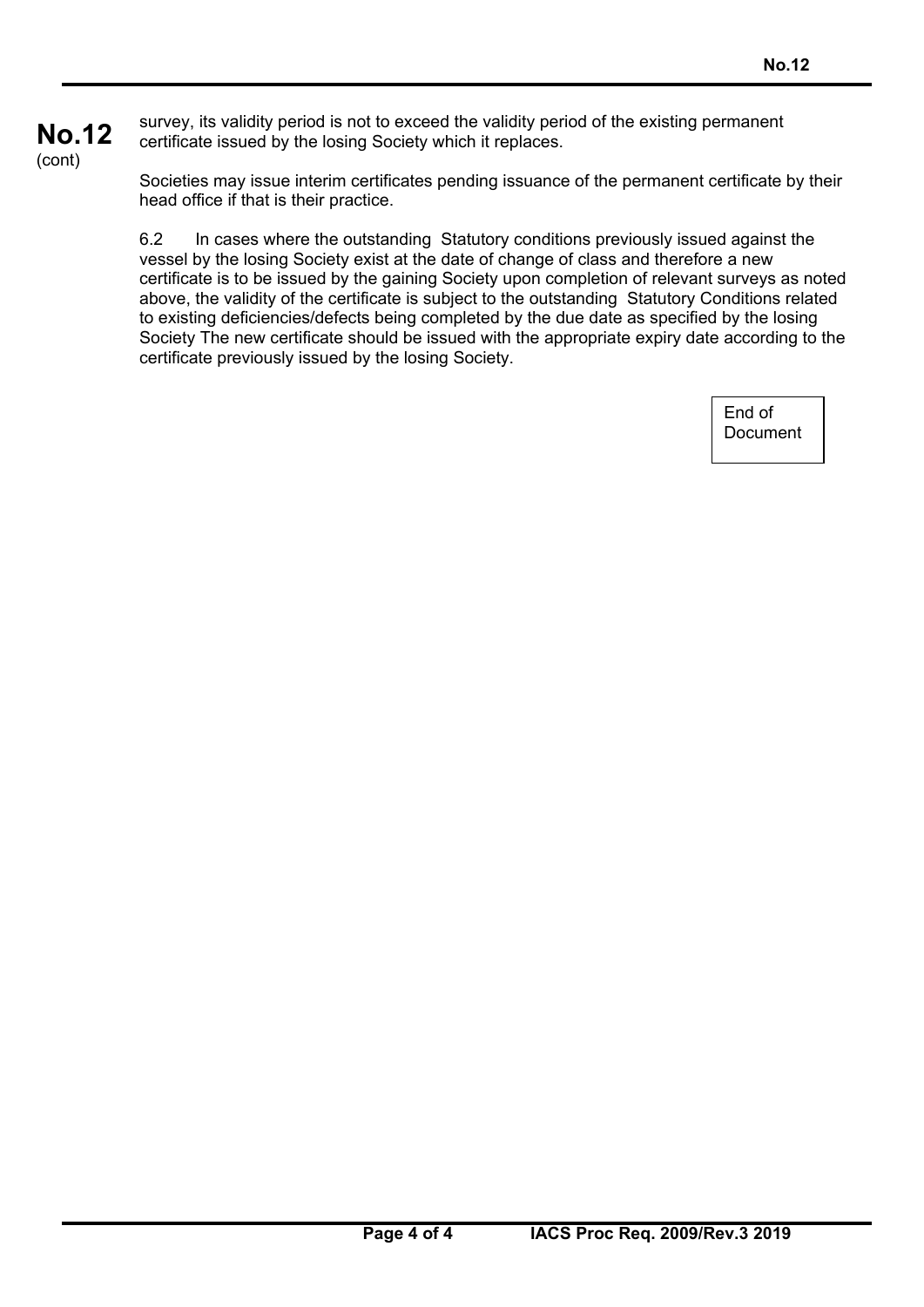survey, its validity period is not to exceed the validity period of the existing permanent certificate issued by the losing Society which it replaces.

Societies may issue interim certificates pending issuance of the permanent certificate by their head office if that is their practice.

6.2 In cases where the outstanding Statutory conditions previously issued against the vessel by the losing Society exist at the date of change of class and therefore a new certificate is to be issued by the gaining Society upon completion of relevant surveys as noted above, the validity of the certificate is subject to the outstanding Statutory Conditions related to existing deficiencies/defects being completed by the due date as specified by the losing Society The new certificate should be issued with the appropriate expiry date according to the certificate previously issued by the losing Society.

End of Document